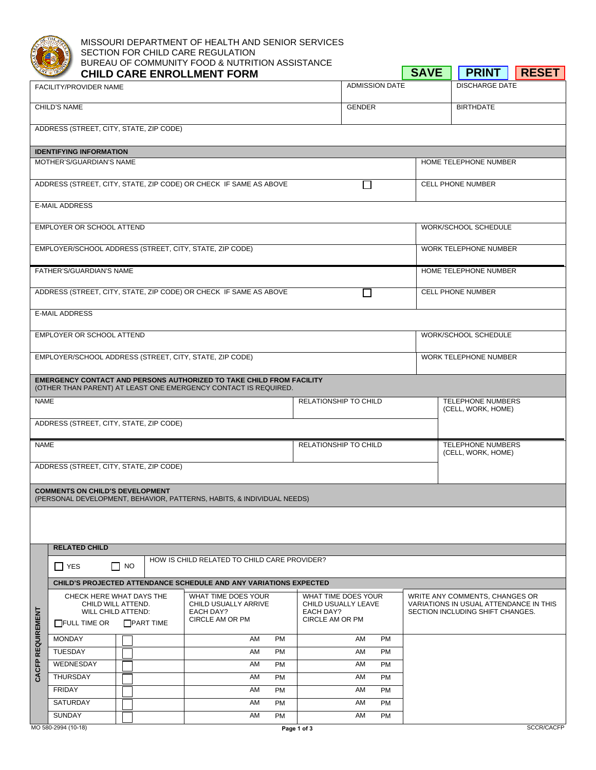MISSOURI DEPARTMENT OF HEALTH AND SENIOR SERVICES
SECTION FOR CHILD CARE REGULATION
BUREAU OF COMMUNITY FOOD & NUTRITION ASSISTANCE

# CHILD CARE ENROLLMENT FORM

SAVE | PRINT | RESET

| FACILITY/PROVIDER NAME | ADMISSION DATE | DISCHARGE DATE |
|---|---|---|
| CHILD'S NAME | GENDER | BIRTHDATE |
| ADDRESS (STREET, CITY, STATE, ZIP CODE) | | |

## IDENTIFYING INFORMATION

| | |
|---|---|
| MOTHER'S/GUARDIAN'S NAME | HOME TELEPHONE NUMBER |
| ADDRESS (STREET, CITY, STATE, ZIP CODE) OR CHECK IF SAME AS ABOVE ☐ | CELL PHONE NUMBER |
| E-MAIL ADDRESS | |
| EMPLOYER OR SCHOOL ATTEND | WORK/SCHOOL SCHEDULE |
| EMPLOYER/SCHOOL ADDRESS (STREET, CITY, STATE, ZIP CODE) | WORK TELEPHONE NUMBER |
| FATHER'S/GUARDIAN'S NAME | HOME TELEPHONE NUMBER |
| ADDRESS (STREET, CITY, STATE, ZIP CODE) OR CHECK IF SAME AS ABOVE ☐ | CELL PHONE NUMBER |
| E-MAIL ADDRESS | |
| EMPLOYER OR SCHOOL ATTEND | WORK/SCHOOL SCHEDULE |
| EMPLOYER/SCHOOL ADDRESS (STREET, CITY, STATE, ZIP CODE) | WORK TELEPHONE NUMBER |

## EMERGENCY CONTACT AND PERSONS AUTHORIZED TO TAKE CHILD FROM FACILITY

(OTHER THAN PARENT) AT LEAST ONE EMERGENCY CONTACT IS REQUIRED.

| NAME | RELATIONSHIP TO CHILD | TELEPHONE NUMBERS (CELL, WORK, HOME) |
|---|---|---|
| ADDRESS (STREET, CITY, STATE, ZIP CODE) | | |
| NAME | RELATIONSHIP TO CHILD | TELEPHONE NUMBERS (CELL, WORK, HOME) |
| ADDRESS (STREET, CITY, STATE, ZIP CODE) | | |

## COMMENTS ON CHILD'S DEVELOPMENT

(PERSONAL DEVELOPMENT, BEHAVIOR, PATTERNS, HABITS, & INDIVIDUAL NEEDS)

## CACFP REQUIREMENT

### RELATED CHILD

☐ YES ☐ NO — HOW IS CHILD RELATED TO CHILD CARE PROVIDER?

### CHILD'S PROJECTED ATTENDANCE SCHEDULE AND ANY VARIATIONS EXPECTED

| CHECK HERE WHAT DAYS THE CHILD WILL ATTEND. WILL CHILD ATTEND: ☐FULL TIME OR ☐PART TIME | | WHAT TIME DOES YOUR CHILD USUALLY ARRIVE EACH DAY? CIRCLE AM OR PM | WHAT TIME DOES YOUR CHILD USUALLY LEAVE EACH DAY? CIRCLE AM OR PM | WRITE ANY COMMENTS, CHANGES OR VARIATIONS IN USUAL ATTENDANCE IN THIS SECTION INCLUDING SHIFT CHANGES. |
|---|---|---|---|---|
| MONDAY | ☐ | AM PM | AM PM | |
| TUESDAY | ☐ | AM PM | AM PM | |
| WEDNESDAY | ☐ | AM PM | AM PM | |
| THURSDAY | ☐ | AM PM | AM PM | |
| FRIDAY | ☐ | AM PM | AM PM | |
| SATURDAY | ☐ | AM PM | AM PM | |
| SUNDAY | ☐ | AM PM | AM PM | |

MO 580-2994 (10-18) SCCR/CACFP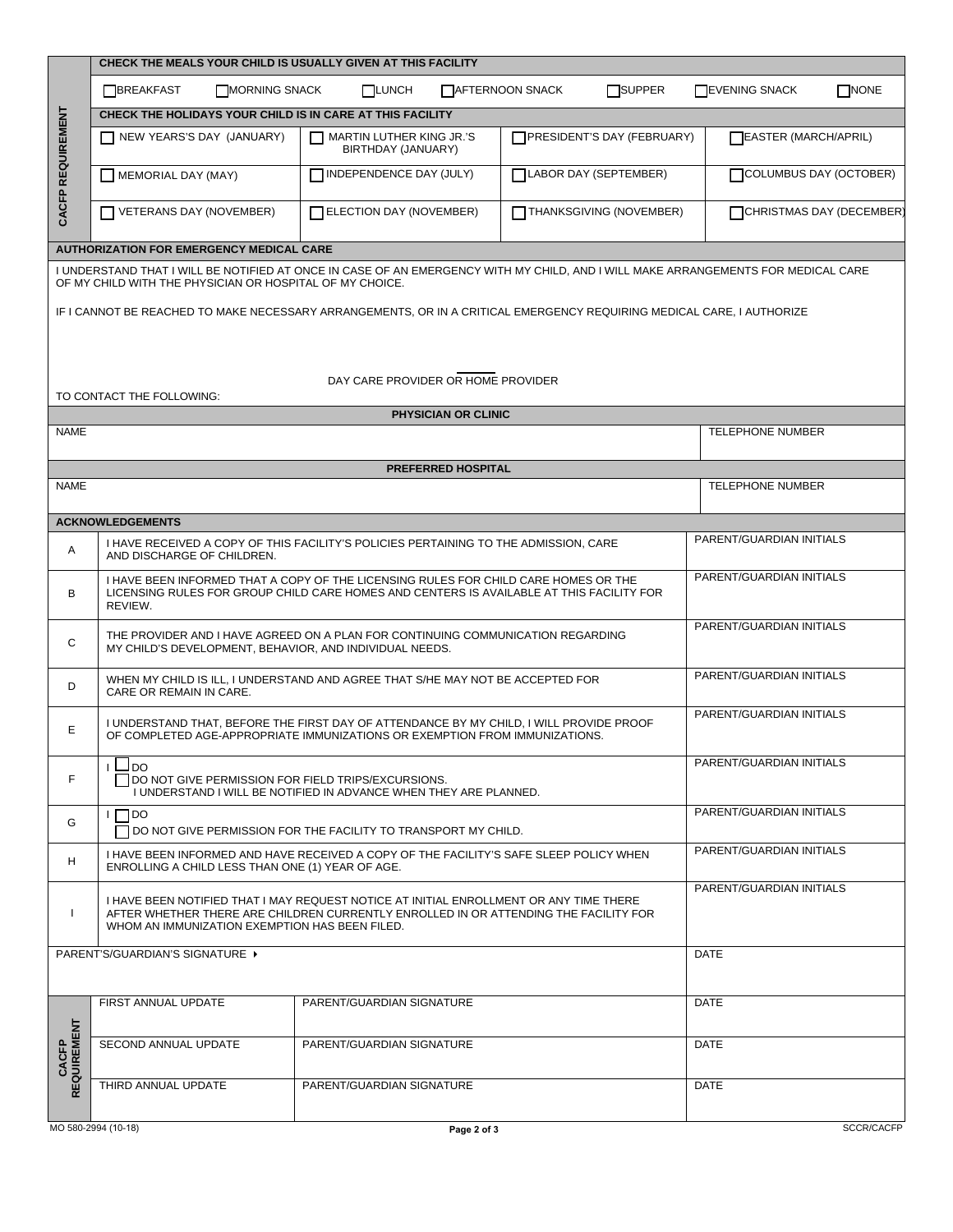**CACFP REQUIREMENT**

**CHECK THE MEALS YOUR CHILD IS USUALLY GIVEN AT THIS FACILITY**

☐ BREAKFAST ☐ MORNING SNACK ☐ LUNCH ☐ AFTERNOON SNACK ☐ SUPPER ☐ EVENING SNACK ☐ NONE

**CHECK THE HOLIDAYS YOUR CHILD IS IN CARE AT THIS FACILITY**

| | | | |
|---|---|---|---|
| ☐ NEW YEARS'S DAY (JANUARY) | ☐ MARTIN LUTHER KING JR.'S BIRTHDAY (JANUARY) | ☐ PRESIDENT'S DAY (FEBRUARY) | ☐ EASTER (MARCH/APRIL) |
| ☐ MEMORIAL DAY (MAY) | ☐ INDEPENDENCE DAY (JULY) | ☐ LABOR DAY (SEPTEMBER) | ☐ COLUMBUS DAY (OCTOBER) |
| ☐ VETERANS DAY (NOVEMBER) | ☐ ELECTION DAY (NOVEMBER) | ☐ THANKSGIVING (NOVEMBER) | ☐ CHRISTMAS DAY (DECEMBER) |

**AUTHORIZATION FOR EMERGENCY MEDICAL CARE**

I UNDERSTAND THAT I WILL BE NOTIFIED AT ONCE IN CASE OF AN EMERGENCY WITH MY CHILD, AND I WILL MAKE ARRANGEMENTS FOR MEDICAL CARE OF MY CHILD WITH THE PHYSICIAN OR HOSPITAL OF MY CHOICE.

IF I CANNOT BE REACHED TO MAKE NECESSARY ARRANGEMENTS, OR IN A CRITICAL EMERGENCY REQUIRING MEDICAL CARE, I AUTHORIZE

DAY CARE PROVIDER OR HOME PROVIDER

TO CONTACT THE FOLLOWING:

**PHYSICIAN OR CLINIC**

| NAME | TELEPHONE NUMBER |
|---|---|
| | |

**PREFERRED HOSPITAL**

| NAME | TELEPHONE NUMBER |
|---|---|
| | |

**ACKNOWLEDGEMENTS**

| | | |
|---|---|---|
| A | I HAVE RECEIVED A COPY OF THIS FACILITY'S POLICIES PERTAINING TO THE ADMISSION, CARE AND DISCHARGE OF CHILDREN. | PARENT/GUARDIAN INITIALS |
| B | I HAVE BEEN INFORMED THAT A COPY OF THE LICENSING RULES FOR CHILD CARE HOMES OR THE LICENSING RULES FOR GROUP CHILD CARE HOMES AND CENTERS IS AVAILABLE AT THIS FACILITY FOR REVIEW. | PARENT/GUARDIAN INITIALS |
| C | THE PROVIDER AND I HAVE AGREED ON A PLAN FOR CONTINUING COMMUNICATION REGARDING MY CHILD'S DEVELOPMENT, BEHAVIOR, AND INDIVIDUAL NEEDS. | PARENT/GUARDIAN INITIALS |
| D | WHEN MY CHILD IS ILL, I UNDERSTAND AND AGREE THAT S/HE MAY NOT BE ACCEPTED FOR CARE OR REMAIN IN CARE. | PARENT/GUARDIAN INITIALS |
| E | I UNDERSTAND THAT, BEFORE THE FIRST DAY OF ATTENDANCE BY MY CHILD, I WILL PROVIDE PROOF OF COMPLETED AGE-APPROPRIATE IMMUNIZATIONS OR EXEMPTION FROM IMMUNIZATIONS. | PARENT/GUARDIAN INITIALS |
| F | I ☐ DO ☐ DO NOT GIVE PERMISSION FOR FIELD TRIPS/EXCURSIONS. I UNDERSTAND I WILL BE NOTIFIED IN ADVANCE WHEN THEY ARE PLANNED. | PARENT/GUARDIAN INITIALS |
| G | I ☐ DO ☐ DO NOT GIVE PERMISSION FOR THE FACILITY TO TRANSPORT MY CHILD. | PARENT/GUARDIAN INITIALS |
| H | I HAVE BEEN INFORMED AND HAVE RECEIVED A COPY OF THE FACILITY'S SAFE SLEEP POLICY WHEN ENROLLING A CHILD LESS THAN ONE (1) YEAR OF AGE. | PARENT/GUARDIAN INITIALS |
| I | I HAVE BEEN NOTIFIED THAT I MAY REQUEST NOTICE AT INITIAL ENROLLMENT OR ANY TIME THERE AFTER WHETHER THERE ARE CHILDREN CURRENTLY ENROLLED IN OR ATTENDING THE FACILITY FOR WHOM AN IMMUNIZATION EXEMPTION HAS BEEN FILED. | PARENT/GUARDIAN INITIALS |

| PARENT'S/GUARDIAN'S SIGNATURE ▸ | DATE |
|---|---|
| | |

**CACFP REQUIREMENT**

| | | |
|---|---|---|
| FIRST ANNUAL UPDATE | PARENT/GUARDIAN SIGNATURE | DATE |
| SECOND ANNUAL UPDATE | PARENT/GUARDIAN SIGNATURE | DATE |
| THIRD ANNUAL UPDATE | PARENT/GUARDIAN SIGNATURE | DATE |

MO 580-2994 (10-18) SCCR/CACFP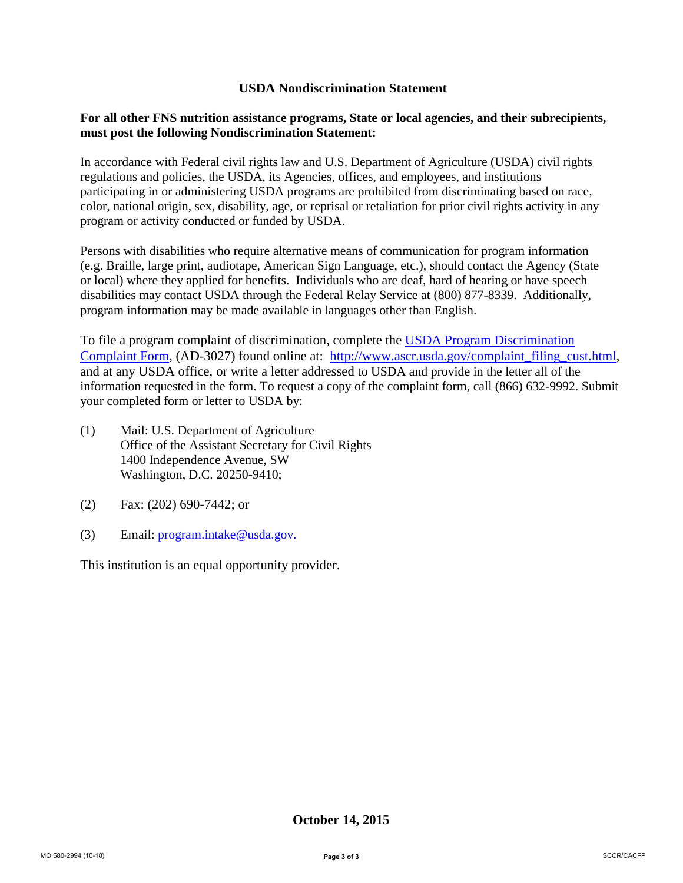## USDA Nondiscrimination Statement

**For all other FNS nutrition assistance programs, State or local agencies, and their subrecipients, must post the following Nondiscrimination Statement:**

In accordance with Federal civil rights law and U.S. Department of Agriculture (USDA) civil rights regulations and policies, the USDA, its Agencies, offices, and employees, and institutions participating in or administering USDA programs are prohibited from discriminating based on race, color, national origin, sex, disability, age, or reprisal or retaliation for prior civil rights activity in any program or activity conducted or funded by USDA.

Persons with disabilities who require alternative means of communication for program information (e.g. Braille, large print, audiotape, American Sign Language, etc.), should contact the Agency (State or local) where they applied for benefits. Individuals who are deaf, hard of hearing or have speech disabilities may contact USDA through the Federal Relay Service at (800) 877-8339. Additionally, program information may be made available in languages other than English.

To file a program complaint of discrimination, complete the USDA Program Discrimination Complaint Form, (AD-3027) found online at: http://www.ascr.usda.gov/complaint_filing_cust.html, and at any USDA office, or write a letter addressed to USDA and provide in the letter all of the information requested in the form. To request a copy of the complaint form, call (866) 632-9992. Submit your completed form or letter to USDA by:

(1) Mail: U.S. Department of Agriculture
Office of the Assistant Secretary for Civil Rights
1400 Independence Avenue, SW
Washington, D.C. 20250-9410;

(2) Fax: (202) 690-7442; or

(3) Email: program.intake@usda.gov.

This institution is an equal opportunity provider.

**October 14, 2015**